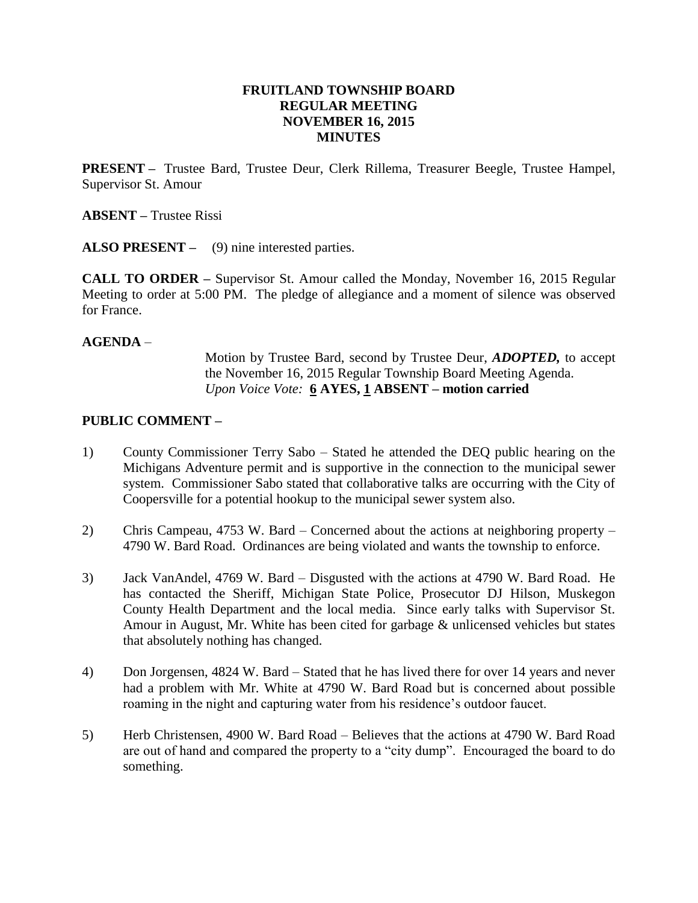# FRUITLAND TOWNSHIP BOARD
# REGULAR MEETING
# NOVEMBER 16, 2015
# MINUTES

**PRESENT –** Trustee Bard, Trustee Deur, Clerk Rillema, Treasurer Beegle, Trustee Hampel, Supervisor St. Amour

**ABSENT –** Trustee Rissi

**ALSO PRESENT –** (9) nine interested parties.

**CALL TO ORDER –** Supervisor St. Amour called the Monday, November 16, 2015 Regular Meeting to order at 5:00 PM. The pledge of allegiance and a moment of silence was observed for France.

**AGENDA** –

Motion by Trustee Bard, second by Trustee Deur, ***ADOPTED,*** to accept the November 16, 2015 Regular Township Board Meeting Agenda.
*Upon Voice Vote:* **6 AYES, 1 ABSENT – motion carried**

**PUBLIC COMMENT –**

1) County Commissioner Terry Sabo – Stated he attended the DEQ public hearing on the Michigans Adventure permit and is supportive in the connection to the municipal sewer system. Commissioner Sabo stated that collaborative talks are occurring with the City of Coopersville for a potential hookup to the municipal sewer system also.

2) Chris Campeau, 4753 W. Bard – Concerned about the actions at neighboring property – 4790 W. Bard Road. Ordinances are being violated and wants the township to enforce.

3) Jack VanAndel, 4769 W. Bard – Disgusted with the actions at 4790 W. Bard Road. He has contacted the Sheriff, Michigan State Police, Prosecutor DJ Hilson, Muskegon County Health Department and the local media. Since early talks with Supervisor St. Amour in August, Mr. White has been cited for garbage & unlicensed vehicles but states that absolutely nothing has changed.

4) Don Jorgensen, 4824 W. Bard – Stated that he has lived there for over 14 years and never had a problem with Mr. White at 4790 W. Bard Road but is concerned about possible roaming in the night and capturing water from his residence's outdoor faucet.

5) Herb Christensen, 4900 W. Bard Road – Believes that the actions at 4790 W. Bard Road are out of hand and compared the property to a "city dump". Encouraged the board to do something.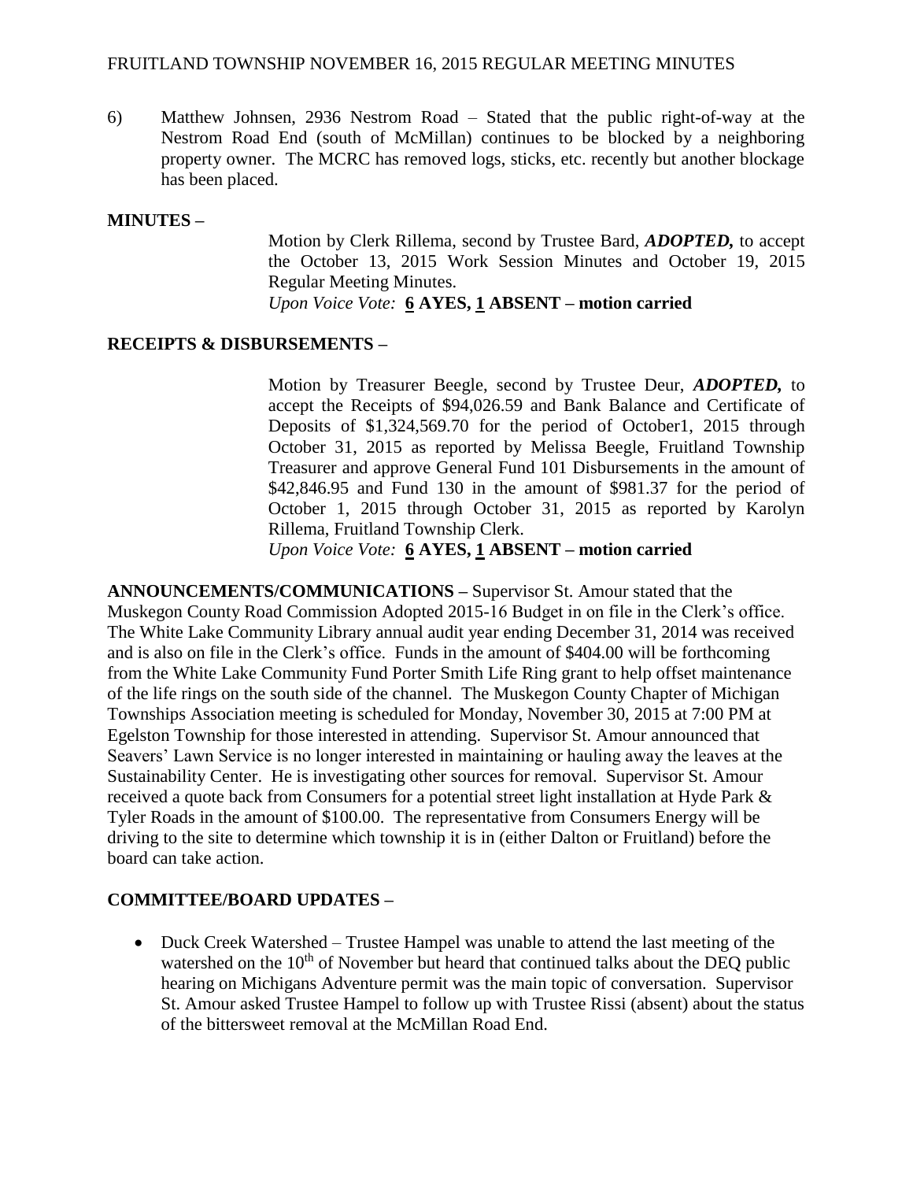6) Matthew Johnsen, 2936 Nestrom Road – Stated that the public right-of-way at the Nestrom Road End (south of McMillan) continues to be blocked by a neighboring property owner. The MCRC has removed logs, sticks, etc. recently but another blockage has been placed.

**MINUTES –**

Motion by Clerk Rillema, second by Trustee Bard, ***ADOPTED,*** to accept the October 13, 2015 Work Session Minutes and October 19, 2015 Regular Meeting Minutes.
*Upon Voice Vote:* **6 AYES, 1 ABSENT – motion carried**

**RECEIPTS & DISBURSEMENTS –**

Motion by Treasurer Beegle, second by Trustee Deur, ***ADOPTED,*** to accept the Receipts of $94,026.59 and Bank Balance and Certificate of Deposits of $1,324,569.70 for the period of October1, 2015 through October 31, 2015 as reported by Melissa Beegle, Fruitland Township Treasurer and approve General Fund 101 Disbursements in the amount of $42,846.95 and Fund 130 in the amount of $981.37 for the period of October 1, 2015 through October 31, 2015 as reported by Karolyn Rillema, Fruitland Township Clerk.
*Upon Voice Vote:* **6 AYES, 1 ABSENT – motion carried**

**ANNOUNCEMENTS/COMMUNICATIONS –** Supervisor St. Amour stated that the Muskegon County Road Commission Adopted 2015-16 Budget in on file in the Clerk's office. The White Lake Community Library annual audit year ending December 31, 2014 was received and is also on file in the Clerk's office. Funds in the amount of $404.00 will be forthcoming from the White Lake Community Fund Porter Smith Life Ring grant to help offset maintenance of the life rings on the south side of the channel. The Muskegon County Chapter of Michigan Townships Association meeting is scheduled for Monday, November 30, 2015 at 7:00 PM at Egelston Township for those interested in attending. Supervisor St. Amour announced that Seavers' Lawn Service is no longer interested in maintaining or hauling away the leaves at the Sustainability Center. He is investigating other sources for removal. Supervisor St. Amour received a quote back from Consumers for a potential street light installation at Hyde Park & Tyler Roads in the amount of $100.00. The representative from Consumers Energy will be driving to the site to determine which township it is in (either Dalton or Fruitland) before the board can take action.

**COMMITTEE/BOARD UPDATES –**

- Duck Creek Watershed – Trustee Hampel was unable to attend the last meeting of the watershed on the 10th of November but heard that continued talks about the DEQ public hearing on Michigans Adventure permit was the main topic of conversation. Supervisor St. Amour asked Trustee Hampel to follow up with Trustee Rissi (absent) about the status of the bittersweet removal at the McMillan Road End.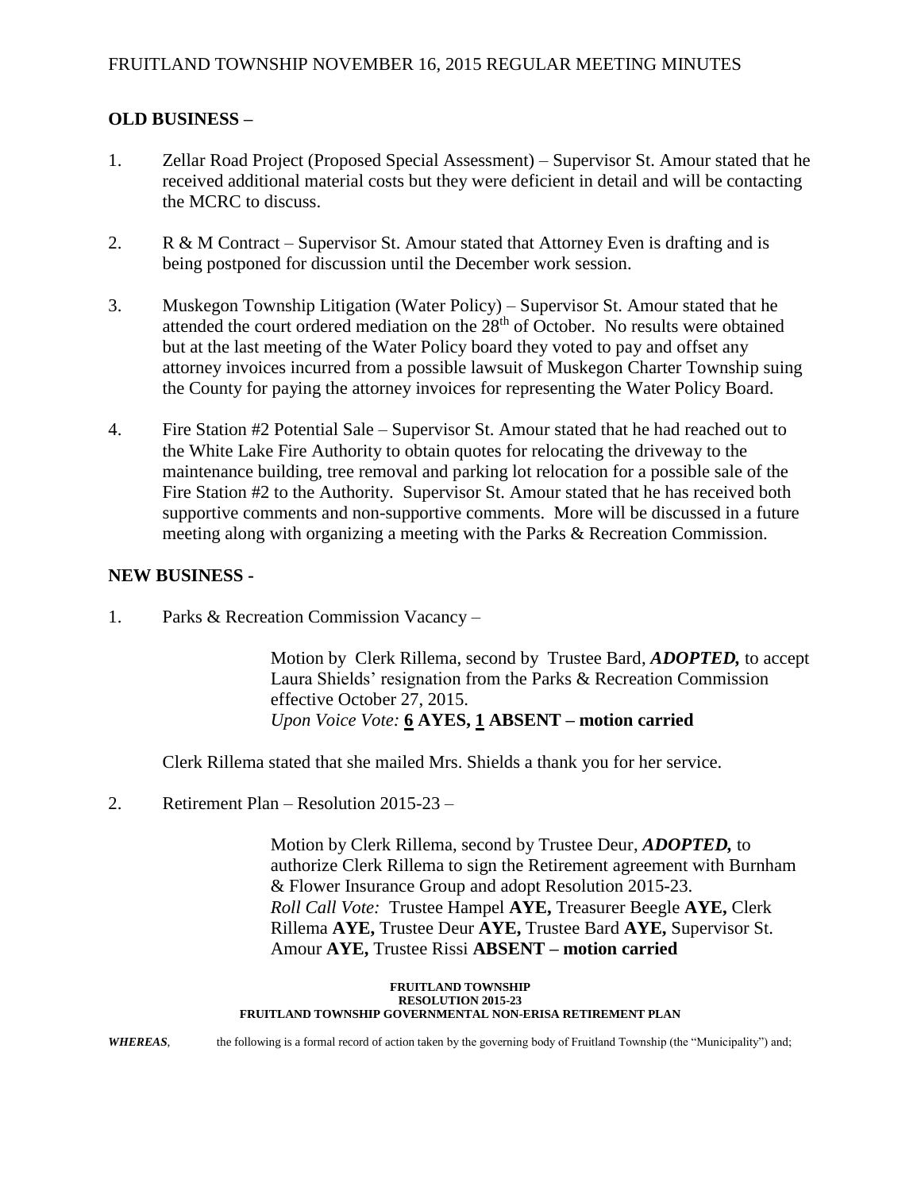## OLD BUSINESS –

1. Zellar Road Project (Proposed Special Assessment) – Supervisor St. Amour stated that he received additional material costs but they were deficient in detail and will be contacting the MCRC to discuss.

2. R & M Contract – Supervisor St. Amour stated that Attorney Even is drafting and is being postponed for discussion until the December work session.

3. Muskegon Township Litigation (Water Policy) – Supervisor St. Amour stated that he attended the court ordered mediation on the 28th of October. No results were obtained but at the last meeting of the Water Policy board they voted to pay and offset any attorney invoices incurred from a possible lawsuit of Muskegon Charter Township suing the County for paying the attorney invoices for representing the Water Policy Board.

4. Fire Station #2 Potential Sale – Supervisor St. Amour stated that he had reached out to the White Lake Fire Authority to obtain quotes for relocating the driveway to the maintenance building, tree removal and parking lot relocation for a possible sale of the Fire Station #2 to the Authority. Supervisor St. Amour stated that he has received both supportive comments and non-supportive comments. More will be discussed in a future meeting along with organizing a meeting with the Parks & Recreation Commission.

## NEW BUSINESS -

1. Parks & Recreation Commission Vacancy –

> Motion by Clerk Rillema, second by Trustee Bard, ***ADOPTED,*** to accept Laura Shields' resignation from the Parks & Recreation Commission effective October 27, 2015.
> *Upon Voice Vote:* **6 AYES, 1 ABSENT – motion carried**

Clerk Rillema stated that she mailed Mrs. Shields a thank you for her service.

2. Retirement Plan – Resolution 2015-23 –

> Motion by Clerk Rillema, second by Trustee Deur, ***ADOPTED,*** to authorize Clerk Rillema to sign the Retirement agreement with Burnham & Flower Insurance Group and adopt Resolution 2015-23.
> *Roll Call Vote:* Trustee Hampel **AYE,** Treasurer Beegle **AYE,** Clerk Rillema **AYE,** Trustee Deur **AYE,** Trustee Bard **AYE,** Supervisor St. Amour **AYE,** Trustee Rissi **ABSENT – motion carried**

**FRUITLAND TOWNSHIP**
**RESOLUTION 2015-23**
**FRUITLAND TOWNSHIP GOVERNMENTAL NON-ERISA RETIREMENT PLAN**

***WHEREAS***, the following is a formal record of action taken by the governing body of Fruitland Township (the "Municipality") and;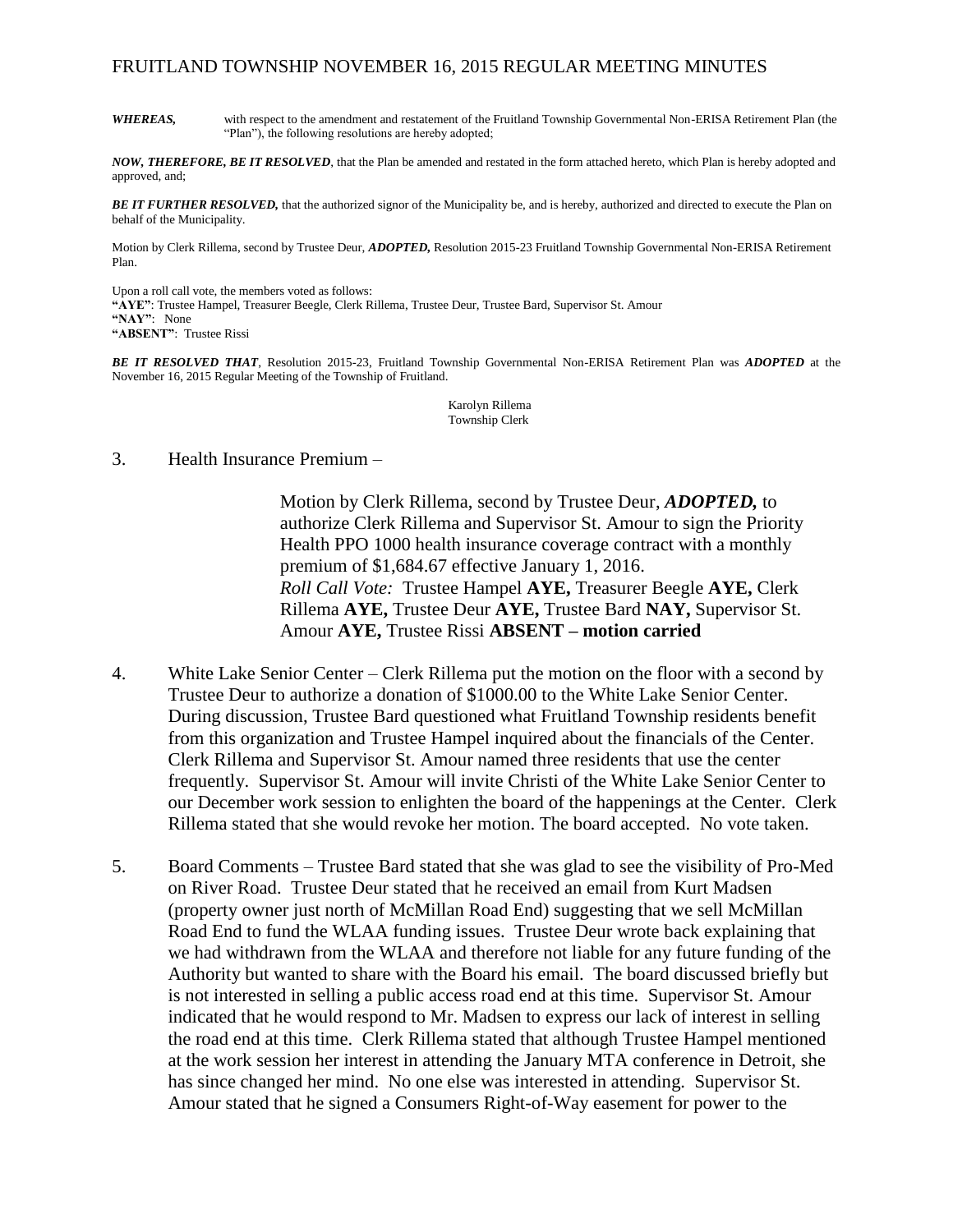***WHEREAS,*** with respect to the amendment and restatement of the Fruitland Township Governmental Non-ERISA Retirement Plan (the "Plan"), the following resolutions are hereby adopted;

***NOW, THEREFORE, BE IT RESOLVED***, that the Plan be amended and restated in the form attached hereto, which Plan is hereby adopted and approved, and;

***BE IT FURTHER RESOLVED,*** that the authorized signor of the Municipality be, and is hereby, authorized and directed to execute the Plan on behalf of the Municipality.

Motion by Clerk Rillema, second by Trustee Deur, ***ADOPTED,*** Resolution 2015-23 Fruitland Township Governmental Non-ERISA Retirement Plan.

Upon a roll call vote, the members voted as follows:
**"AYE"**: Trustee Hampel, Treasurer Beegle, Clerk Rillema, Trustee Deur, Trustee Bard, Supervisor St. Amour
**"NAY"**: None
**"ABSENT"**: Trustee Rissi

***BE IT RESOLVED THAT***, Resolution 2015-23, Fruitland Township Governmental Non-ERISA Retirement Plan was ***ADOPTED*** at the November 16, 2015 Regular Meeting of the Township of Fruitland.

Karolyn Rillema
Township Clerk

3. Health Insurance Premium –

   Motion by Clerk Rillema, second by Trustee Deur, ***ADOPTED,*** to authorize Clerk Rillema and Supervisor St. Amour to sign the Priority Health PPO 1000 health insurance coverage contract with a monthly premium of $1,684.67 effective January 1, 2016.
   *Roll Call Vote:* Trustee Hampel **AYE,** Treasurer Beegle **AYE,** Clerk Rillema **AYE,** Trustee Deur **AYE,** Trustee Bard **NAY,** Supervisor St. Amour **AYE,** Trustee Rissi **ABSENT – motion carried**

4. White Lake Senior Center – Clerk Rillema put the motion on the floor with a second by Trustee Deur to authorize a donation of $1000.00 to the White Lake Senior Center. During discussion, Trustee Bard questioned what Fruitland Township residents benefit from this organization and Trustee Hampel inquired about the financials of the Center. Clerk Rillema and Supervisor St. Amour named three residents that use the center frequently. Supervisor St. Amour will invite Christi of the White Lake Senior Center to our December work session to enlighten the board of the happenings at the Center. Clerk Rillema stated that she would revoke her motion. The board accepted. No vote taken.

5. Board Comments – Trustee Bard stated that she was glad to see the visibility of Pro-Med on River Road. Trustee Deur stated that he received an email from Kurt Madsen (property owner just north of McMillan Road End) suggesting that we sell McMillan Road End to fund the WLAA funding issues. Trustee Deur wrote back explaining that we had withdrawn from the WLAA and therefore not liable for any future funding of the Authority but wanted to share with the Board his email. The board discussed briefly but is not interested in selling a public access road end at this time. Supervisor St. Amour indicated that he would respond to Mr. Madsen to express our lack of interest in selling the road end at this time. Clerk Rillema stated that although Trustee Hampel mentioned at the work session her interest in attending the January MTA conference in Detroit, she has since changed her mind. No one else was interested in attending. Supervisor St. Amour stated that he signed a Consumers Right-of-Way easement for power to the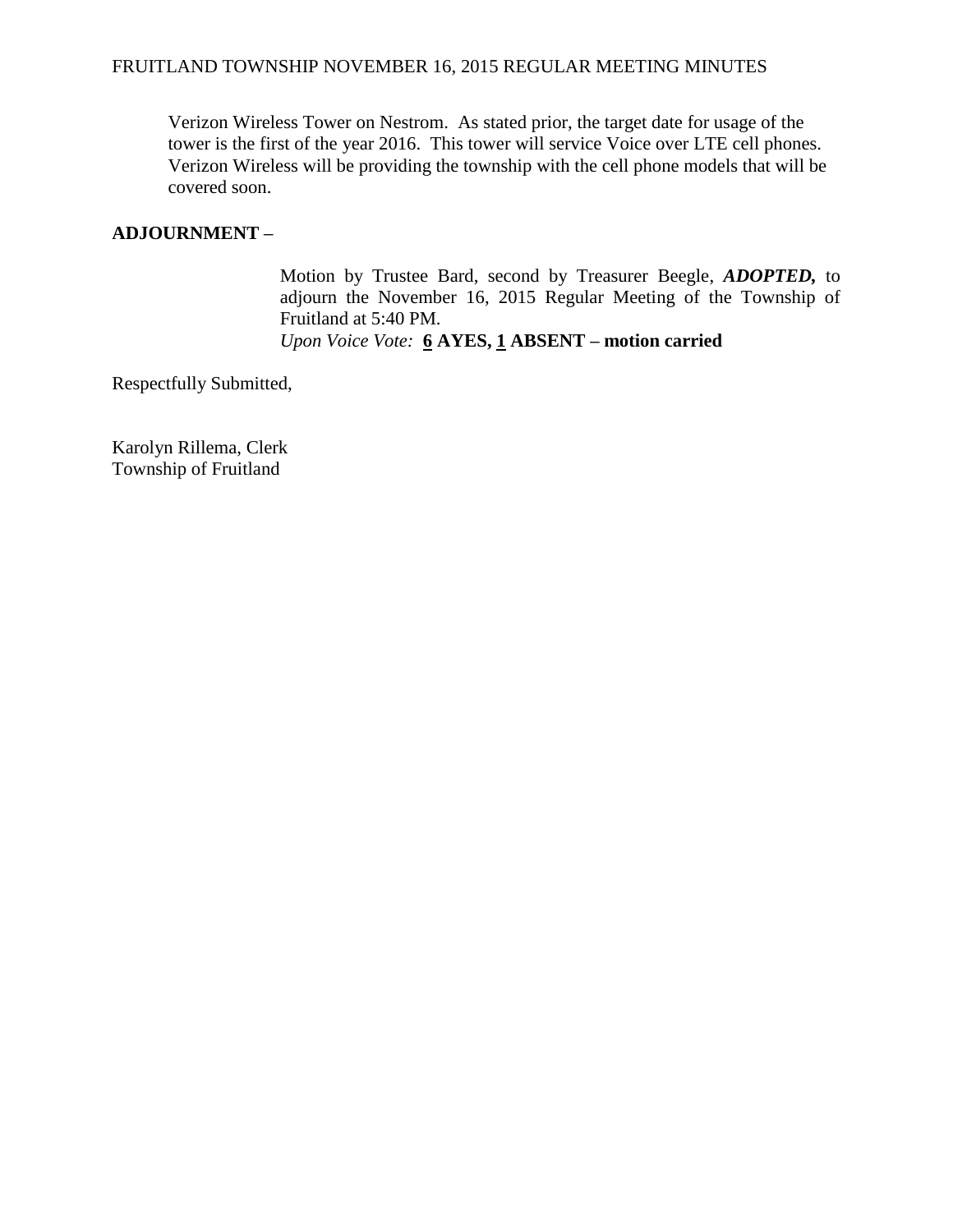Verizon Wireless Tower on Nestrom. As stated prior, the target date for usage of the tower is the first of the year 2016. This tower will service Voice over LTE cell phones. Verizon Wireless will be providing the township with the cell phone models that will be covered soon.

**ADJOURNMENT –**

Motion by Trustee Bard, second by Treasurer Beegle, ***ADOPTED,*** to adjourn the November 16, 2015 Regular Meeting of the Township of Fruitland at 5:40 PM.
*Upon Voice Vote:* **6 AYES, 1 ABSENT – motion carried**

Respectfully Submitted,

Karolyn Rillema, Clerk
Township of Fruitland